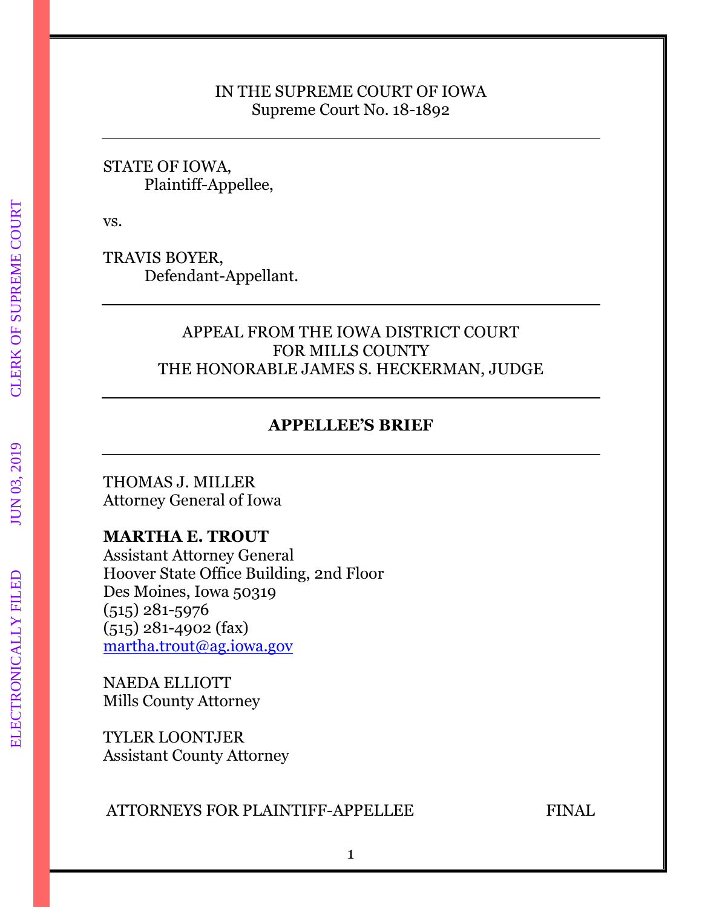IN THE SUPREME COURT OF IOWA
Supreme Court No. 18-1892

---

STATE OF IOWA,
Plaintiff-Appellee,

vs.

TRAVIS BOYER,
Defendant-Appellant.

---

APPEAL FROM THE IOWA DISTRICT COURT
FOR MILLS COUNTY
THE HONORABLE JAMES S. HECKERMAN, JUDGE

---

**APPELLEE'S BRIEF**

---

THOMAS J. MILLER
Attorney General of Iowa

**MARTHA E. TROUT**
Assistant Attorney General
Hoover State Office Building, 2nd Floor
Des Moines, Iowa 50319
(515) 281-5976
(515) 281-4902 (fax)
martha.trout@ag.iowa.gov

NAEDA ELLIOTT
Mills County Attorney

TYLER LOONTJER
Assistant County Attorney

ATTORNEYS FOR PLAINTIFF-APPELLEE

FINAL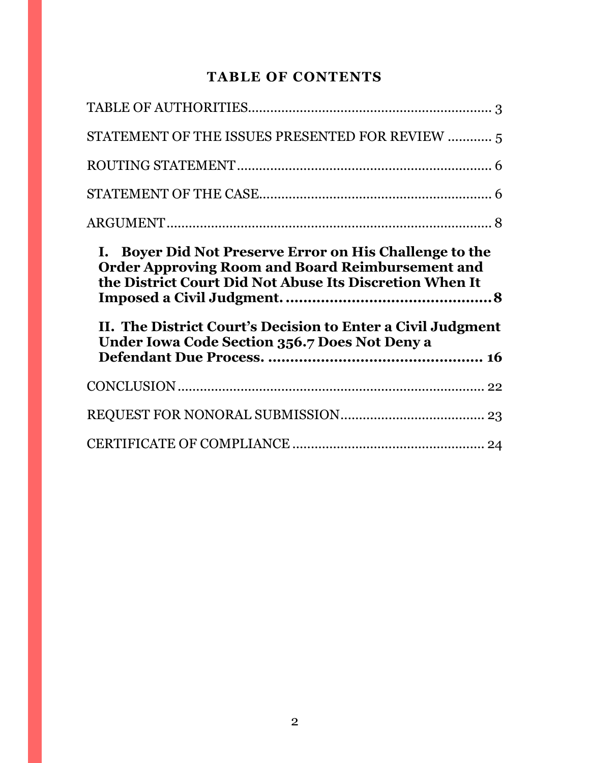# TABLE OF CONTENTS

TABLE OF AUTHORITIES .................................................................. 3

STATEMENT OF THE ISSUES PRESENTED FOR REVIEW ............ 5

ROUTING STATEMENT ..................................................................... 6

STATEMENT OF THE CASE ............................................................. 6

ARGUMENT ........................................................................................ 8

**I. Boyer Did Not Preserve Error on His Challenge to the Order Approving Room and Board Reimbursement and the District Court Did Not Abuse Its Discretion When It Imposed a Civil Judgment. ............................................... 8**

**II. The District Court's Decision to Enter a Civil Judgment Under Iowa Code Section 356.7 Does Not Deny a Defendant Due Process. ................................................ 16**

CONCLUSION .................................................................................. 22

REQUEST FOR NONORAL SUBMISSION ...................................... 23

CERTIFICATE OF COMPLIANCE ................................................... 24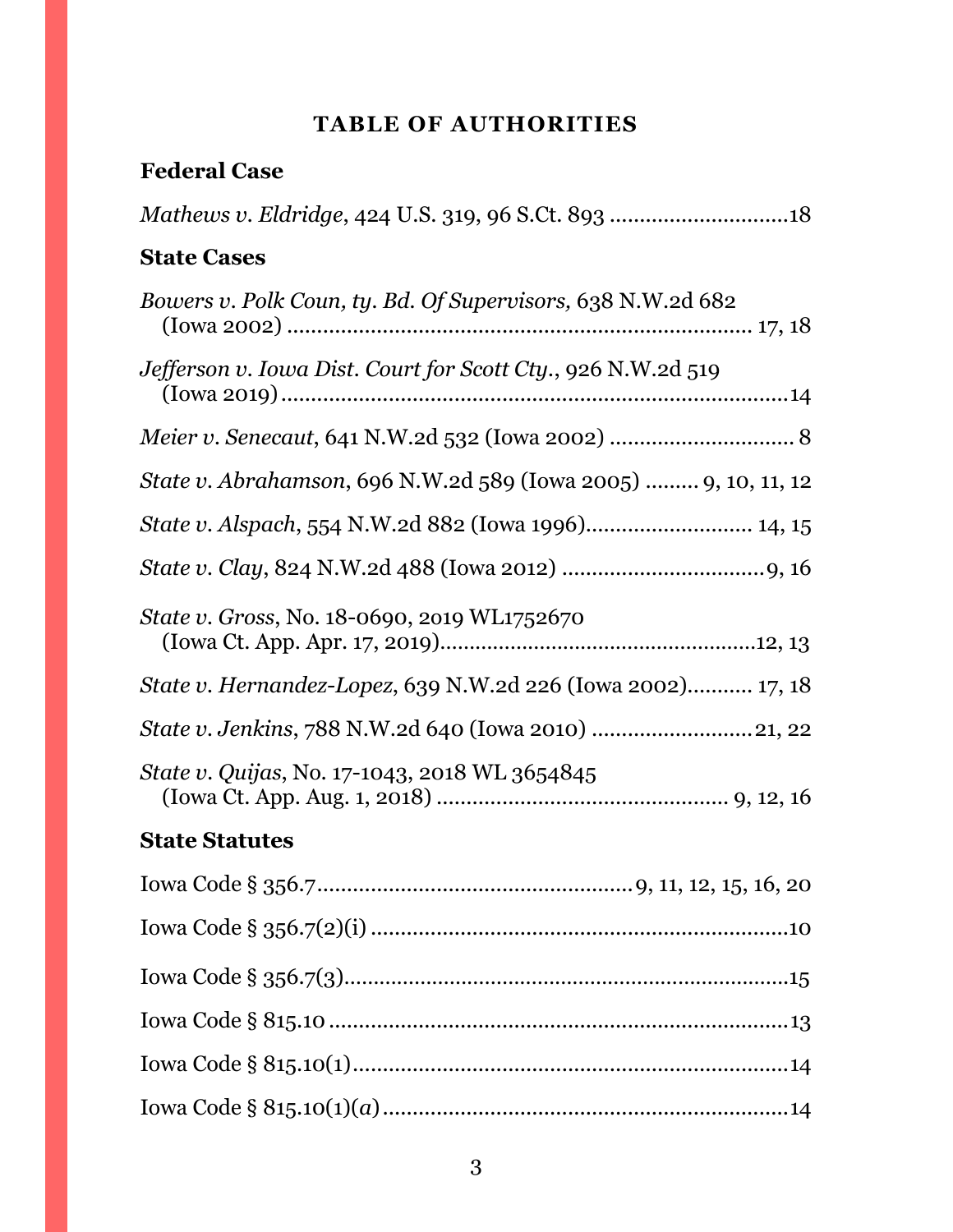## TABLE OF AUTHORITIES

### Federal Case

*Mathews v. Eldridge*, 424 U.S. 319, 96 S.Ct. 893 .............................18

### State Cases

*Bowers v. Polk Coun, ty. Bd. Of Supervisors,* 638 N.W.2d 682 (Iowa 2002) ............................................................................. 17, 18

*Jefferson v. Iowa Dist. Court for Scott Cty.*, 926 N.W.2d 519 (Iowa 2019) ....................................................................................14

*Meier v. Senecaut*, 641 N.W.2d 532 (Iowa 2002) ............................... 8

*State v. Abrahamson*, 696 N.W.2d 589 (Iowa 2005) ......... 9, 10, 11, 12

*State v. Alspach*, 554 N.W.2d 882 (Iowa 1996)............................ 14, 15

*State v. Clay*, 824 N.W.2d 488 (Iowa 2012) .................................9, 16

*State v. Gross*, No. 18-0690, 2019 WL1752670 (Iowa Ct. App. Apr. 17, 2019).....................................................12, 13

*State v. Hernandez-Lopez*, 639 N.W.2d 226 (Iowa 2002)........... 17, 18

*State v. Jenkins*, 788 N.W.2d 640 (Iowa 2010) ...........................21, 22

*State v. Quijas*, No. 17-1043, 2018 WL 3654845 (Iowa Ct. App. Aug. 1, 2018) ................................................ 9, 12, 16

### State Statutes

Iowa Code § 356.7...................................................9, 11, 12, 15, 16, 20

Iowa Code § 356.7(2)(i) ......................................................................10

Iowa Code § 356.7(3)..........................................................................15

Iowa Code § 815.10 ............................................................................13

Iowa Code § 815.10(1).........................................................................14

Iowa Code § 815.10(1)(*a*)...................................................................14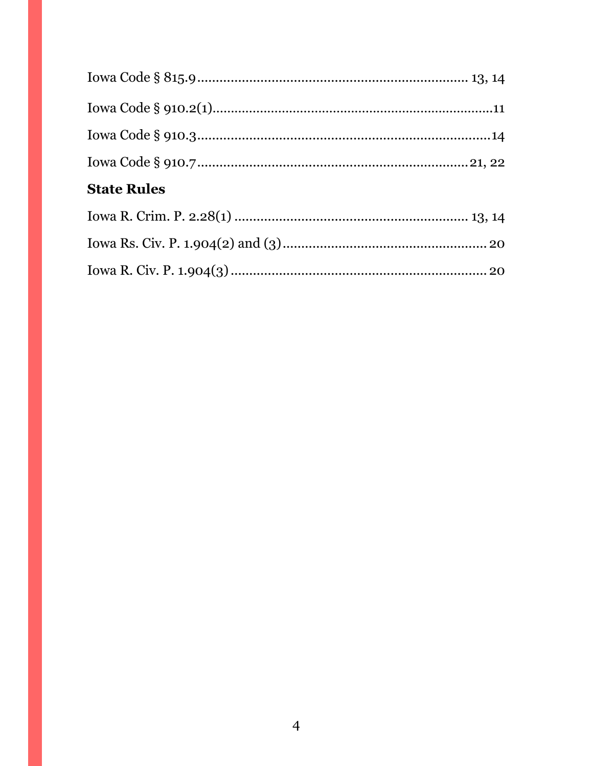Iowa Code § 815.9 ........................................................................ 13, 14

Iowa Code § 910.2(1) ............................................................................ 11

Iowa Code § 910.3 ................................................................................ 14

Iowa Code § 910.7 ........................................................................ 21, 22

**State Rules**

Iowa R. Crim. P. 2.28(1) .............................................................. 13, 14

Iowa Rs. Civ. P. 1.904(2) and (3) ..................................................... 20

Iowa R. Civ. P. 1.904(3) .................................................................... 20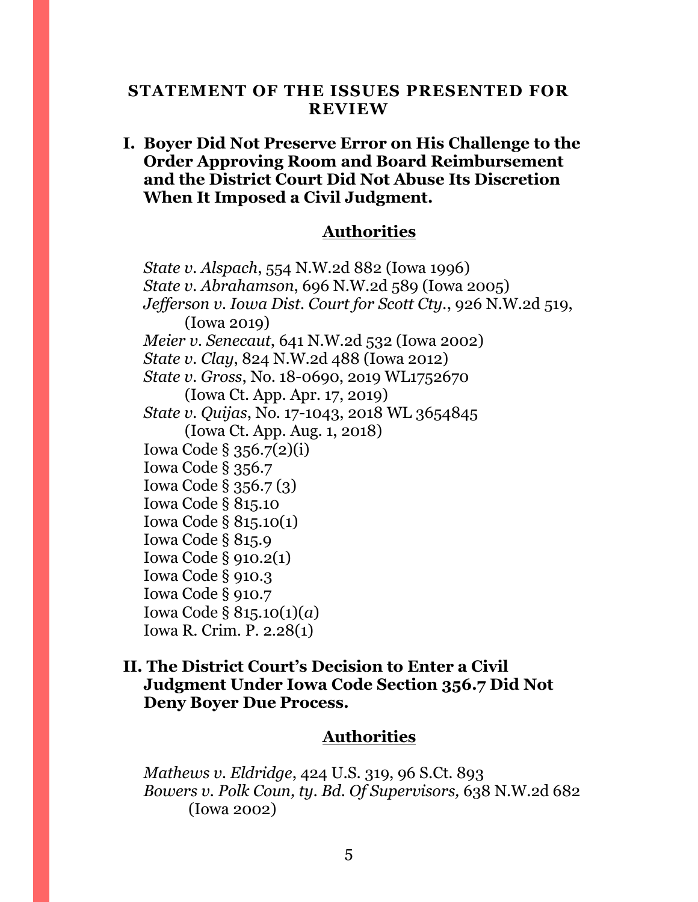## STATEMENT OF THE ISSUES PRESENTED FOR REVIEW

### I. Boyer Did Not Preserve Error on His Challenge to the Order Approving Room and Board Reimbursement and the District Court Did Not Abuse Its Discretion When It Imposed a Civil Judgment.

**Authorities**

*State v. Alspach*, 554 N.W.2d 882 (Iowa 1996)
*State v. Abrahamson*, 696 N.W.2d 589 (Iowa 2005)
*Jefferson v. Iowa Dist. Court for Scott Cty.*, 926 N.W.2d 519, (Iowa 2019)
*Meier v. Senecaut*, 641 N.W.2d 532 (Iowa 2002)
*State v. Clay*, 824 N.W.2d 488 (Iowa 2012)
*State v. Gross*, No. 18-0690, 2019 WL1752670 (Iowa Ct. App. Apr. 17, 2019)
*State v. Quijas*, No. 17-1043, 2018 WL 3654845 (Iowa Ct. App. Aug. 1, 2018)
Iowa Code § 356.7(2)(i)
Iowa Code § 356.7
Iowa Code § 356.7 (3)
Iowa Code § 815.10
Iowa Code § 815.10(1)
Iowa Code § 815.9
Iowa Code § 910.2(1)
Iowa Code § 910.3
Iowa Code § 910.7
Iowa Code § 815.10(1)(*a*)
Iowa R. Crim. P. 2.28(1)

### II. The District Court's Decision to Enter a Civil Judgment Under Iowa Code Section 356.7 Did Not Deny Boyer Due Process.

**Authorities**

*Mathews v. Eldridge*, 424 U.S. 319, 96 S.Ct. 893
*Bowers v. Polk Coun, ty. Bd. Of Supervisors,* 638 N.W.2d 682 (Iowa 2002)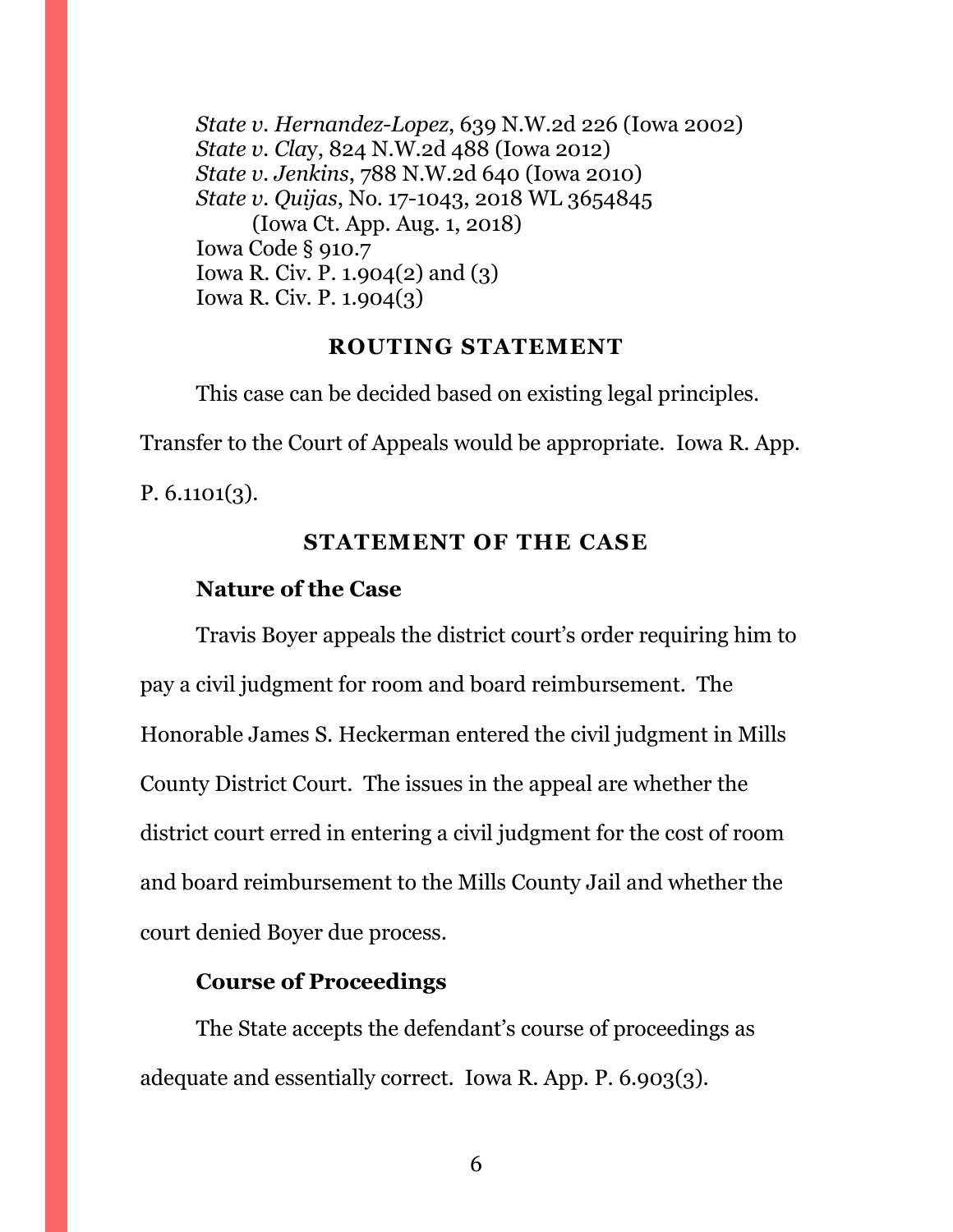*State v. Hernandez-Lopez*, 639 N.W.2d 226 (Iowa 2002)
*State v. Clay*, 824 N.W.2d 488 (Iowa 2012)
*State v. Jenkins*, 788 N.W.2d 640 (Iowa 2010)
*State v. Quijas*, No. 17-1043, 2018 WL 3654845
    (Iowa Ct. App. Aug. 1, 2018)
Iowa Code § 910.7
Iowa R. Civ. P. 1.904(2) and (3)
Iowa R. Civ. P. 1.904(3)

## ROUTING STATEMENT

This case can be decided based on existing legal principles. Transfer to the Court of Appeals would be appropriate. Iowa R. App. P. 6.1101(3).

## STATEMENT OF THE CASE

### Nature of the Case

Travis Boyer appeals the district court's order requiring him to pay a civil judgment for room and board reimbursement. The Honorable James S. Heckerman entered the civil judgment in Mills County District Court. The issues in the appeal are whether the district court erred in entering a civil judgment for the cost of room and board reimbursement to the Mills County Jail and whether the court denied Boyer due process.

### Course of Proceedings

The State accepts the defendant's course of proceedings as adequate and essentially correct. Iowa R. App. P. 6.903(3).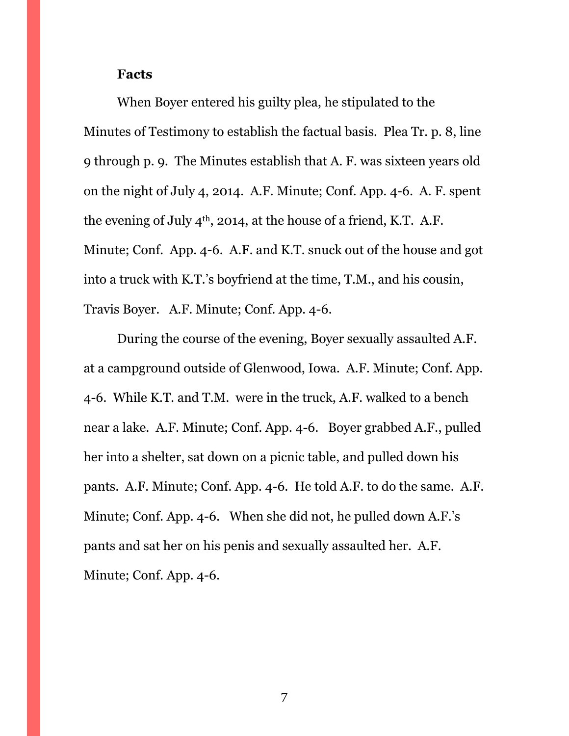**Facts**

When Boyer entered his guilty plea, he stipulated to the Minutes of Testimony to establish the factual basis. Plea Tr. p. 8, line 9 through p. 9. The Minutes establish that A. F. was sixteen years old on the night of July 4, 2014. A.F. Minute; Conf. App. 4-6. A. F. spent the evening of July 4th, 2014, at the house of a friend, K.T. A.F. Minute; Conf. App. 4-6. A.F. and K.T. snuck out of the house and got into a truck with K.T.'s boyfriend at the time, T.M., and his cousin, Travis Boyer. A.F. Minute; Conf. App. 4-6.

During the course of the evening, Boyer sexually assaulted A.F. at a campground outside of Glenwood, Iowa. A.F. Minute; Conf. App. 4-6. While K.T. and T.M. were in the truck, A.F. walked to a bench near a lake. A.F. Minute; Conf. App. 4-6. Boyer grabbed A.F., pulled her into a shelter, sat down on a picnic table, and pulled down his pants. A.F. Minute; Conf. App. 4-6. He told A.F. to do the same. A.F. Minute; Conf. App. 4-6. When she did not, he pulled down A.F.'s pants and sat her on his penis and sexually assaulted her. A.F. Minute; Conf. App. 4-6.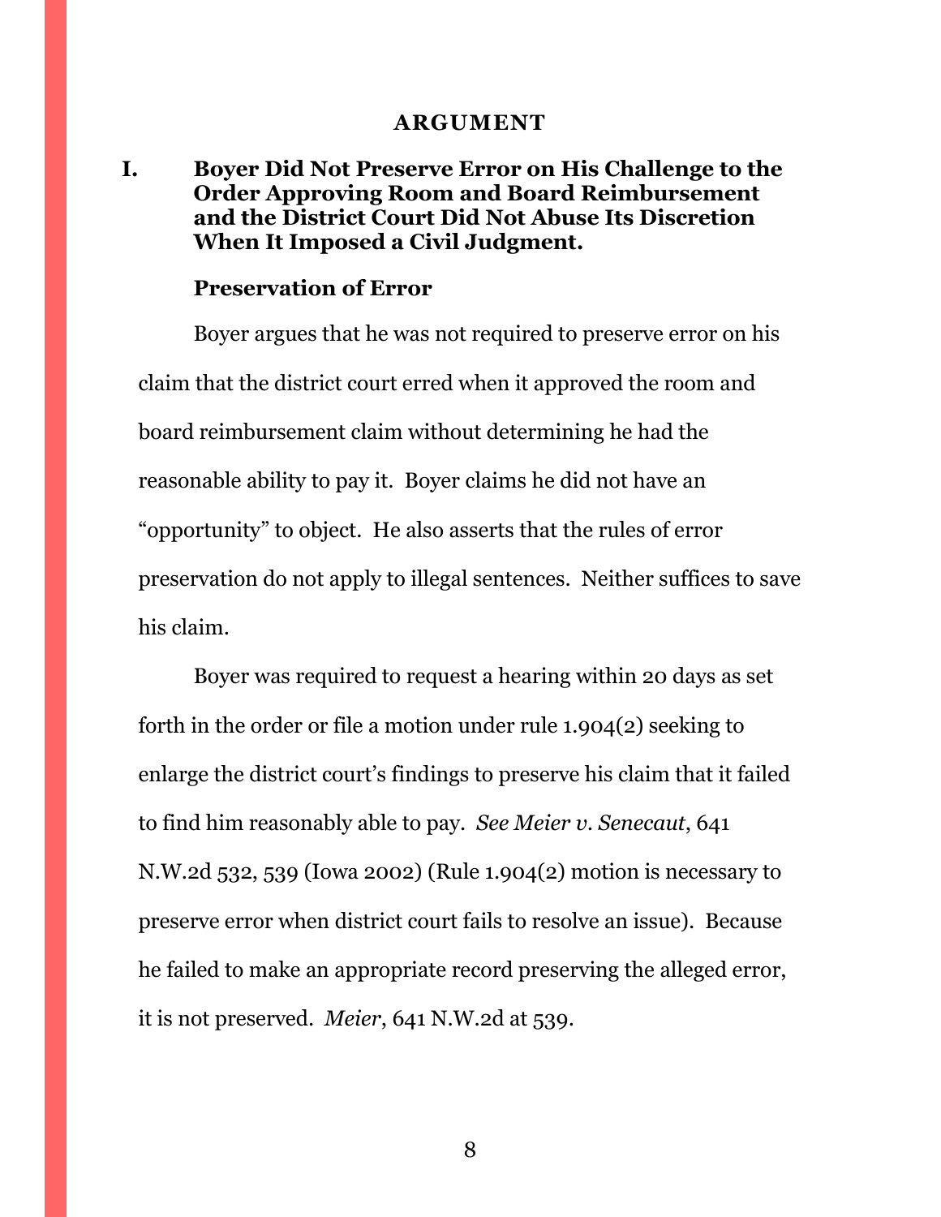## ARGUMENT

### I. Boyer Did Not Preserve Error on His Challenge to the Order Approving Room and Board Reimbursement and the District Court Did Not Abuse Its Discretion When It Imposed a Civil Judgment.

#### Preservation of Error

Boyer argues that he was not required to preserve error on his claim that the district court erred when it approved the room and board reimbursement claim without determining he had the reasonable ability to pay it. Boyer claims he did not have an "opportunity" to object. He also asserts that the rules of error preservation do not apply to illegal sentences. Neither suffices to save his claim.

Boyer was required to request a hearing within 20 days as set forth in the order or file a motion under rule 1.904(2) seeking to enlarge the district court's findings to preserve his claim that it failed to find him reasonably able to pay. *See Meier v. Senecaut*, 641 N.W.2d 532, 539 (Iowa 2002) (Rule 1.904(2) motion is necessary to preserve error when district court fails to resolve an issue). Because he failed to make an appropriate record preserving the alleged error, it is not preserved. *Meier*, 641 N.W.2d at 539.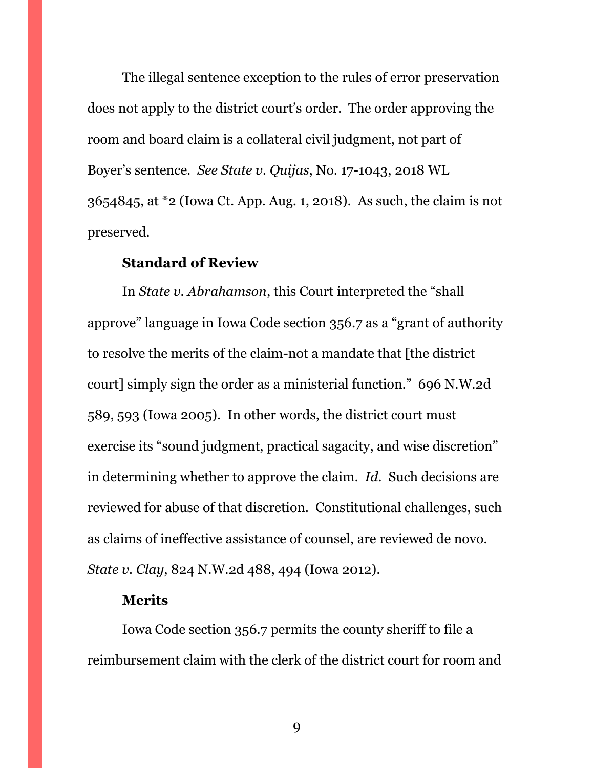The illegal sentence exception to the rules of error preservation does not apply to the district court's order. The order approving the room and board claim is a collateral civil judgment, not part of Boyer's sentence. *See State v. Quijas*, No. 17-1043, 2018 WL 3654845, at *2 (Iowa Ct. App. Aug. 1, 2018). As such, the claim is not preserved.

**Standard of Review**

In *State v. Abrahamson*, this Court interpreted the "shall approve" language in Iowa Code section 356.7 as a "grant of authority to resolve the merits of the claim-not a mandate that [the district court] simply sign the order as a ministerial function." 696 N.W.2d 589, 593 (Iowa 2005). In other words, the district court must exercise its "sound judgment, practical sagacity, and wise discretion" in determining whether to approve the claim. *Id.* Such decisions are reviewed for abuse of that discretion. Constitutional challenges, such as claims of ineffective assistance of counsel, are reviewed de novo. *State v. Clay*, 824 N.W.2d 488, 494 (Iowa 2012).

**Merits**

Iowa Code section 356.7 permits the county sheriff to file a reimbursement claim with the clerk of the district court for room and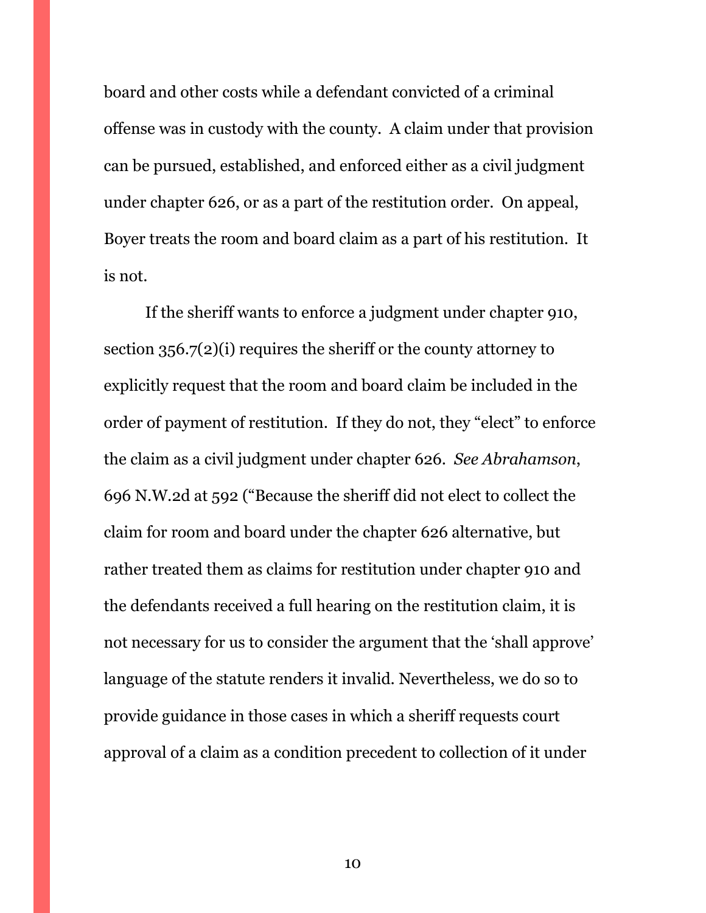board and other costs while a defendant convicted of a criminal offense was in custody with the county. A claim under that provision can be pursued, established, and enforced either as a civil judgment under chapter 626, or as a part of the restitution order. On appeal, Boyer treats the room and board claim as a part of his restitution. It is not.

If the sheriff wants to enforce a judgment under chapter 910, section 356.7(2)(i) requires the sheriff or the county attorney to explicitly request that the room and board claim be included in the order of payment of restitution. If they do not, they "elect" to enforce the claim as a civil judgment under chapter 626. *See Abrahamson*, 696 N.W.2d at 592 ("Because the sheriff did not elect to collect the claim for room and board under the chapter 626 alternative, but rather treated them as claims for restitution under chapter 910 and the defendants received a full hearing on the restitution claim, it is not necessary for us to consider the argument that the 'shall approve' language of the statute renders it invalid. Nevertheless, we do so to provide guidance in those cases in which a sheriff requests court approval of a claim as a condition precedent to collection of it under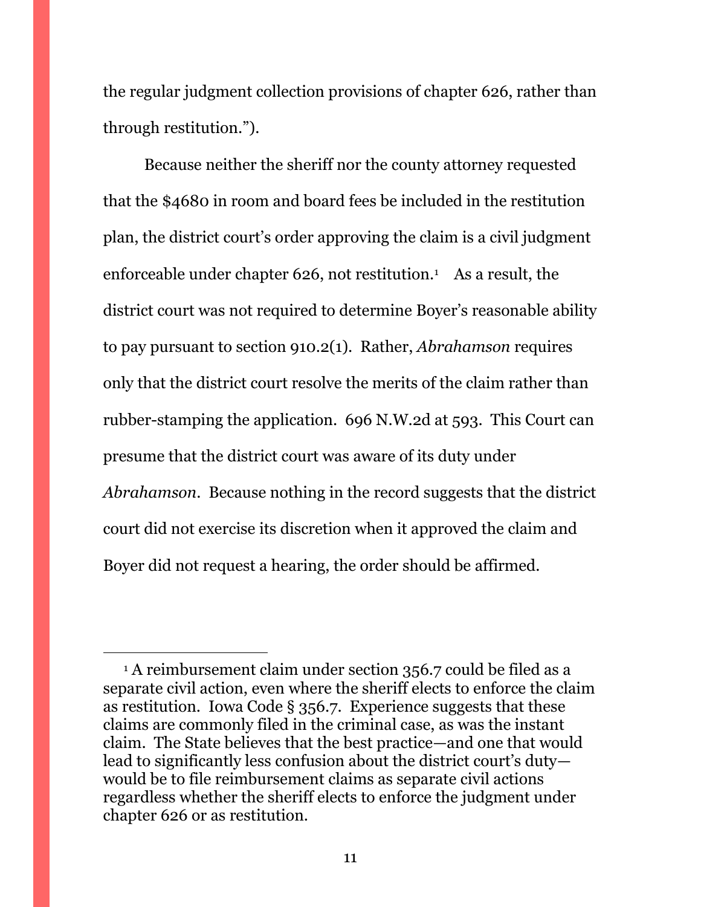the regular judgment collection provisions of chapter 626, rather than through restitution.").

Because neither the sheriff nor the county attorney requested that the $4680 in room and board fees be included in the restitution plan, the district court's order approving the claim is a civil judgment enforceable under chapter 626, not restitution.[1] As a result, the district court was not required to determine Boyer's reasonable ability to pay pursuant to section 910.2(1). Rather, *Abrahamson* requires only that the district court resolve the merits of the claim rather than rubber-stamping the application. 696 N.W.2d at 593. This Court can presume that the district court was aware of its duty under *Abrahamson*. Because nothing in the record suggests that the district court did not exercise its discretion when it approved the claim and Boyer did not request a hearing, the order should be affirmed.

---

[1] A reimbursement claim under section 356.7 could be filed as a separate civil action, even where the sheriff elects to enforce the claim as restitution. Iowa Code § 356.7. Experience suggests that these claims are commonly filed in the criminal case, as was the instant claim. The State believes that the best practice—and one that would lead to significantly less confusion about the district court's duty—would be to file reimbursement claims as separate civil actions regardless whether the sheriff elects to enforce the judgment under chapter 626 or as restitution.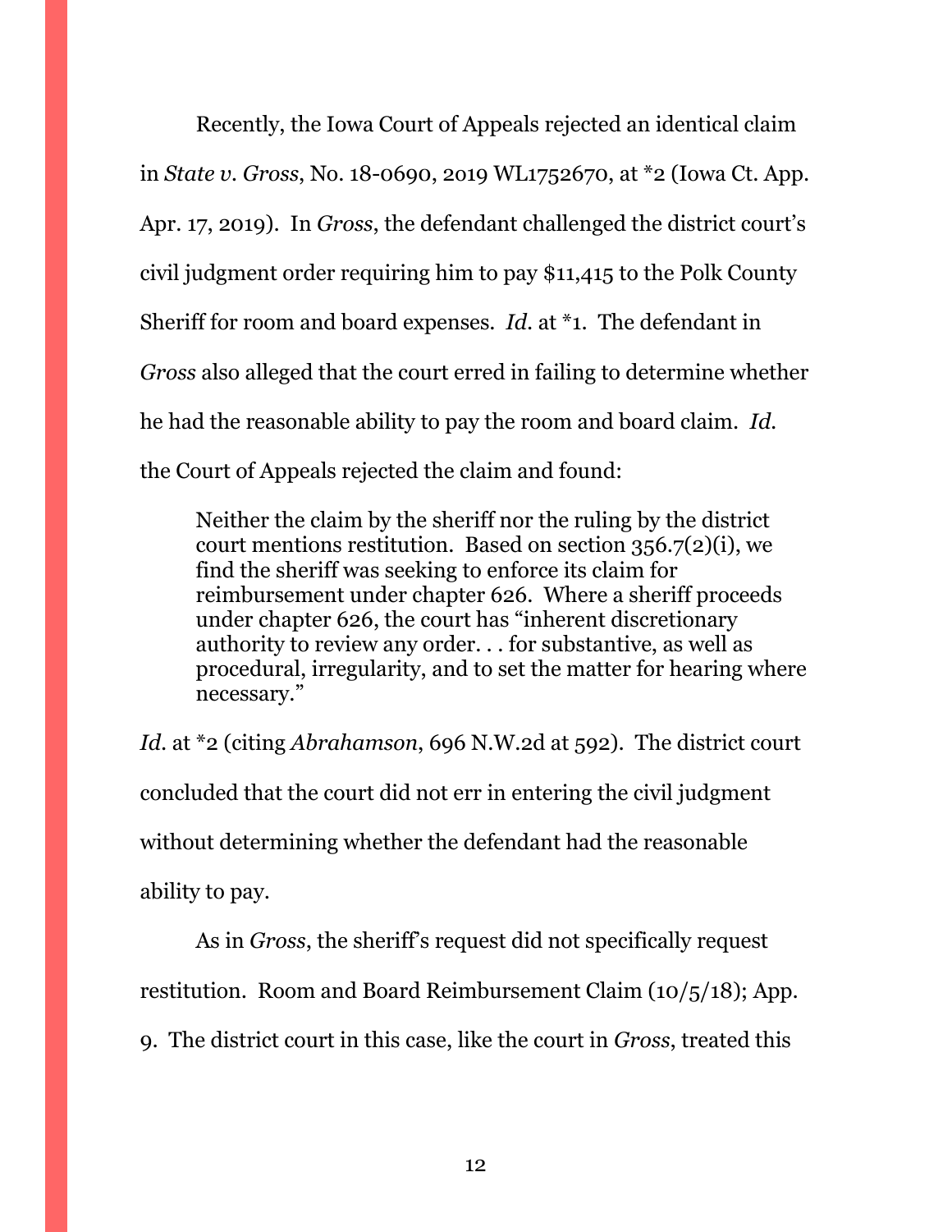Recently, the Iowa Court of Appeals rejected an identical claim in *State v. Gross*, No. 18-0690, 2019 WL1752670, at *2 (Iowa Ct. App. Apr. 17, 2019). In *Gross*, the defendant challenged the district court's civil judgment order requiring him to pay $11,415 to the Polk County Sheriff for room and board expenses. *Id.* at *1. The defendant in *Gross* also alleged that the court erred in failing to determine whether he had the reasonable ability to pay the room and board claim. *Id.* the Court of Appeals rejected the claim and found:

> Neither the claim by the sheriff nor the ruling by the district court mentions restitution. Based on section 356.7(2)(i), we find the sheriff was seeking to enforce its claim for reimbursement under chapter 626. Where a sheriff proceeds under chapter 626, the court has "inherent discretionary authority to review any order. . . for substantive, as well as procedural, irregularity, and to set the matter for hearing where necessary."

*Id.* at *2 (citing *Abrahamson*, 696 N.W.2d at 592). The district court concluded that the court did not err in entering the civil judgment without determining whether the defendant had the reasonable ability to pay.

As in *Gross*, the sheriff's request did not specifically request restitution. Room and Board Reimbursement Claim (10/5/18); App. 9. The district court in this case, like the court in *Gross*, treated this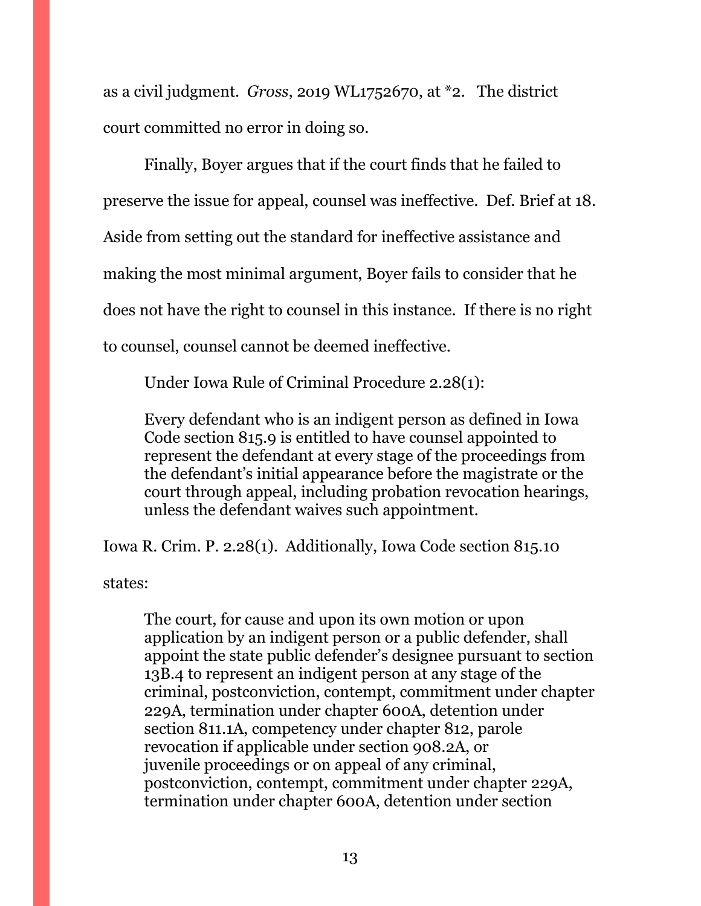as a civil judgment. *Gross*, 2019 WL1752670, at *2. The district court committed no error in doing so.

Finally, Boyer argues that if the court finds that he failed to preserve the issue for appeal, counsel was ineffective. Def. Brief at 18. Aside from setting out the standard for ineffective assistance and making the most minimal argument, Boyer fails to consider that he does not have the right to counsel in this instance. If there is no right to counsel, counsel cannot be deemed ineffective.

Under Iowa Rule of Criminal Procedure 2.28(1):

> Every defendant who is an indigent person as defined in Iowa Code section 815.9 is entitled to have counsel appointed to represent the defendant at every stage of the proceedings from the defendant's initial appearance before the magistrate or the court through appeal, including probation revocation hearings, unless the defendant waives such appointment.

Iowa R. Crim. P. 2.28(1). Additionally, Iowa Code section 815.10 states:

> The court, for cause and upon its own motion or upon application by an indigent person or a public defender, shall appoint the state public defender's designee pursuant to section 13B.4 to represent an indigent person at any stage of the criminal, postconviction, contempt, commitment under chapter 229A, termination under chapter 600A, detention under section 811.1A, competency under chapter 812, parole revocation if applicable under section 908.2A, or juvenile proceedings or on appeal of any criminal, postconviction, contempt, commitment under chapter 229A, termination under chapter 600A, detention under section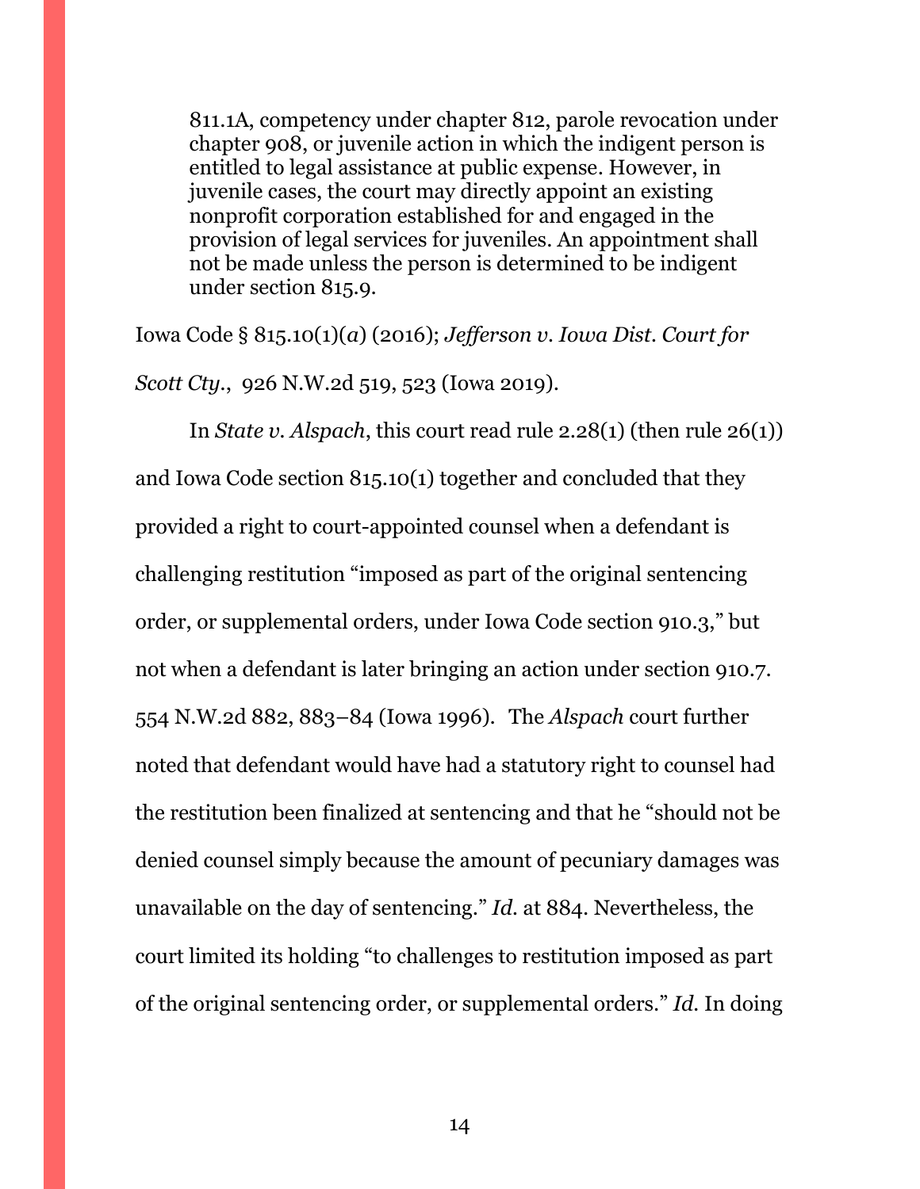> 811.1A, competency under chapter 812, parole revocation under chapter 908, or juvenile action in which the indigent person is entitled to legal assistance at public expense. However, in juvenile cases, the court may directly appoint an existing nonprofit corporation established for and engaged in the provision of legal services for juveniles. An appointment shall not be made unless the person is determined to be indigent under section 815.9.

Iowa Code § 815.10(1)(*a*) (2016); *Jefferson v. Iowa Dist. Court for Scott Cty.*, 926 N.W.2d 519, 523 (Iowa 2019).

In *State v. Alspach*, this court read rule 2.28(1) (then rule 26(1)) and Iowa Code section 815.10(1) together and concluded that they provided a right to court-appointed counsel when a defendant is challenging restitution "imposed as part of the original sentencing order, or supplemental orders, under Iowa Code section 910.3," but not when a defendant is later bringing an action under section 910.7. 554 N.W.2d 882, 883–84 (Iowa 1996). The *Alspach* court further noted that defendant would have had a statutory right to counsel had the restitution been finalized at sentencing and that he "should not be denied counsel simply because the amount of pecuniary damages was unavailable on the day of sentencing." *Id.* at 884. Nevertheless, the court limited its holding "to challenges to restitution imposed as part of the original sentencing order, or supplemental orders." *Id.* In doing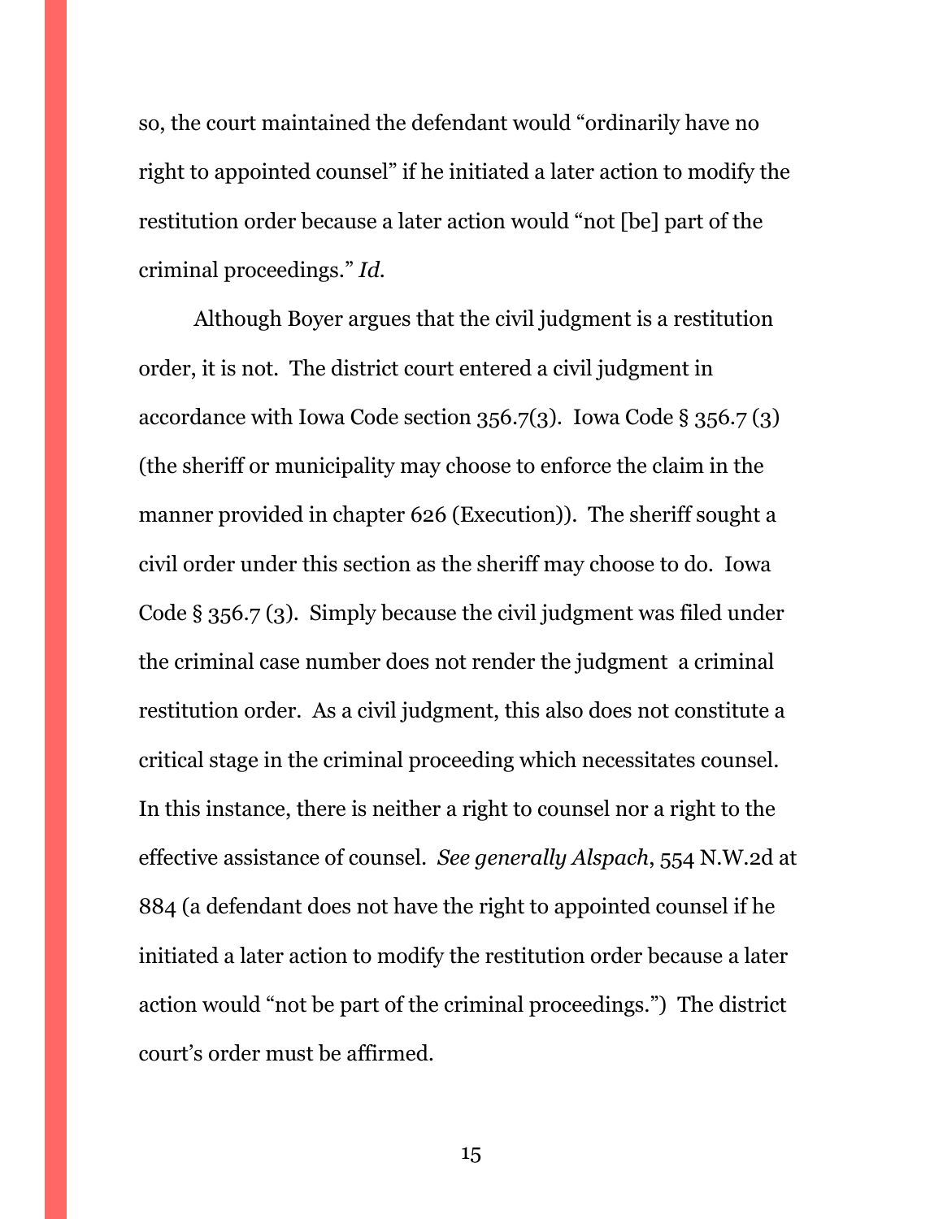so, the court maintained the defendant would "ordinarily have no right to appointed counsel" if he initiated a later action to modify the restitution order because a later action would "not [be] part of the criminal proceedings." *Id.*

Although Boyer argues that the civil judgment is a restitution order, it is not. The district court entered a civil judgment in accordance with Iowa Code section 356.7(3). Iowa Code § 356.7 (3) (the sheriff or municipality may choose to enforce the claim in the manner provided in chapter 626 (Execution)). The sheriff sought a civil order under this section as the sheriff may choose to do. Iowa Code § 356.7 (3). Simply because the civil judgment was filed under the criminal case number does not render the judgment a criminal restitution order. As a civil judgment, this also does not constitute a critical stage in the criminal proceeding which necessitates counsel. In this instance, there is neither a right to counsel nor a right to the effective assistance of counsel. *See generally Alspach*, 554 N.W.2d at 884 (a defendant does not have the right to appointed counsel if he initiated a later action to modify the restitution order because a later action would "not be part of the criminal proceedings.") The district court's order must be affirmed.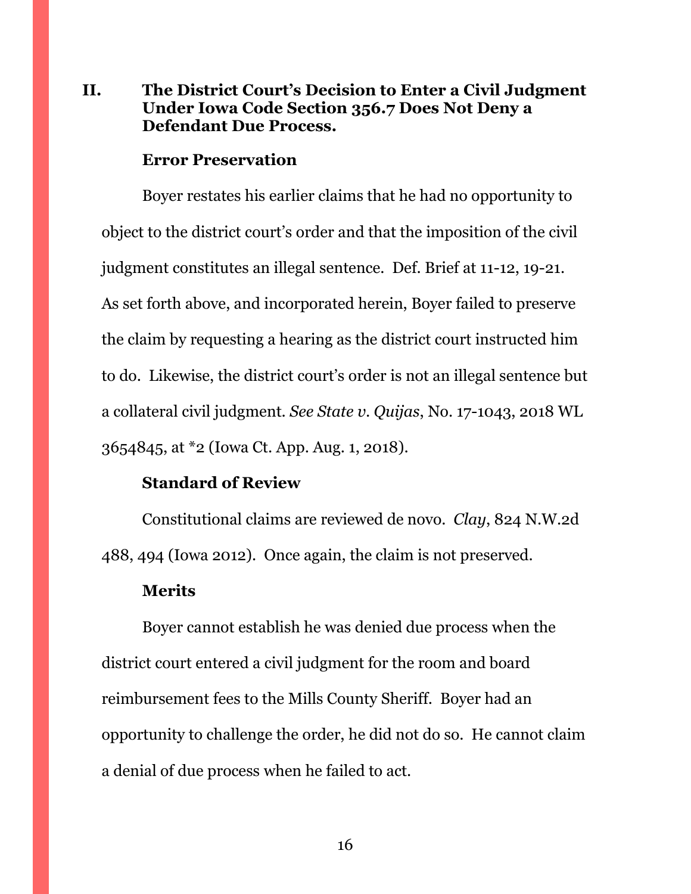## II. The District Court's Decision to Enter a Civil Judgment Under Iowa Code Section 356.7 Does Not Deny a Defendant Due Process.

### Error Preservation

Boyer restates his earlier claims that he had no opportunity to object to the district court's order and that the imposition of the civil judgment constitutes an illegal sentence. Def. Brief at 11-12, 19-21. As set forth above, and incorporated herein, Boyer failed to preserve the claim by requesting a hearing as the district court instructed him to do. Likewise, the district court's order is not an illegal sentence but a collateral civil judgment. *See State v. Quijas*, No. 17-1043, 2018 WL 3654845, at *2 (Iowa Ct. App. Aug. 1, 2018).

### Standard of Review

Constitutional claims are reviewed de novo. *Clay*, 824 N.W.2d 488, 494 (Iowa 2012). Once again, the claim is not preserved.

### Merits

Boyer cannot establish he was denied due process when the district court entered a civil judgment for the room and board reimbursement fees to the Mills County Sheriff. Boyer had an opportunity to challenge the order, he did not do so. He cannot claim a denial of due process when he failed to act.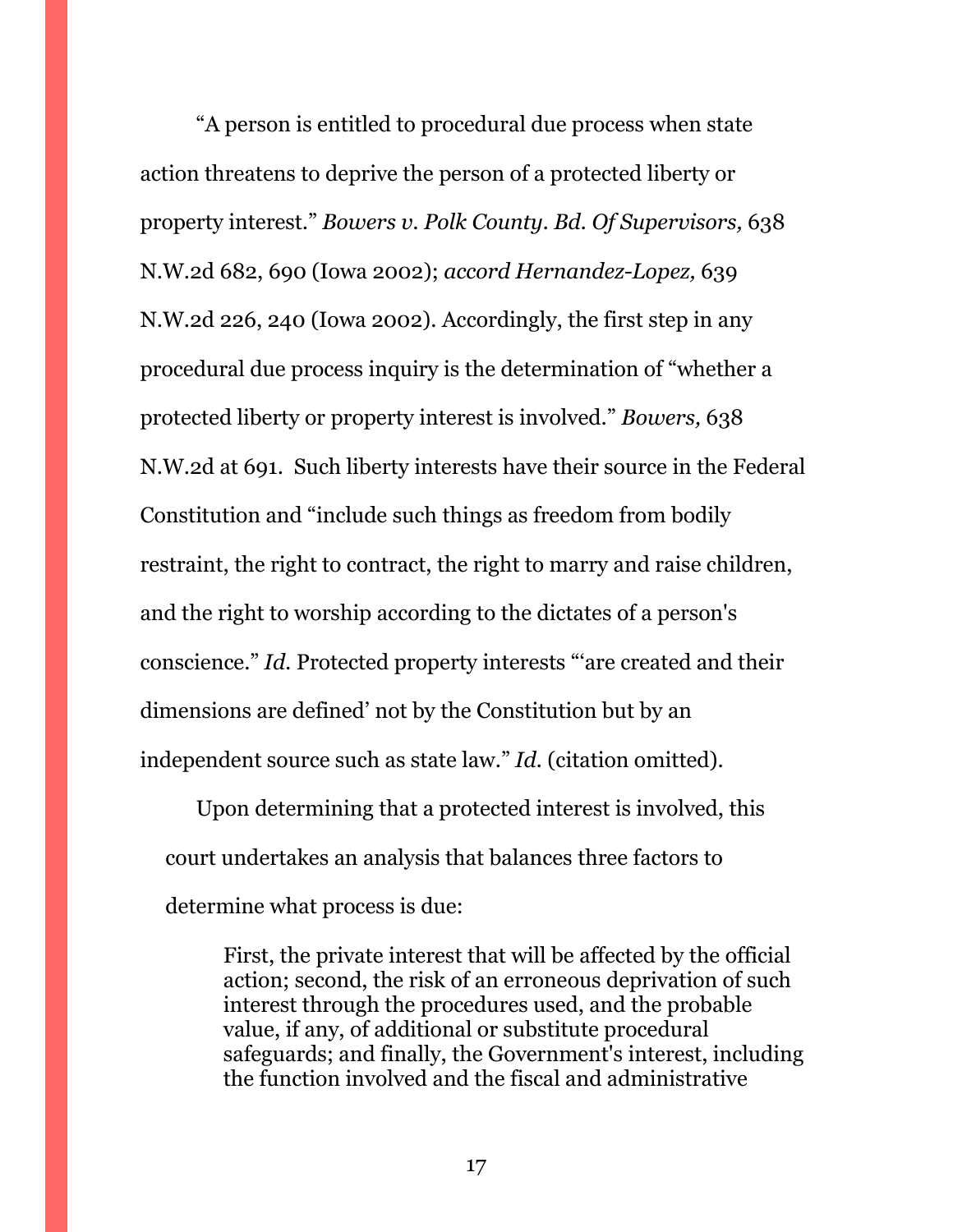"A person is entitled to procedural due process when state action threatens to deprive the person of a protected liberty or property interest." *Bowers v. Polk County. Bd. Of Supervisors,* 638 N.W.2d 682, 690 (Iowa 2002); *accord Hernandez-Lopez,* 639 N.W.2d 226, 240 (Iowa 2002). Accordingly, the first step in any procedural due process inquiry is the determination of "whether a protected liberty or property interest is involved." *Bowers,* 638 N.W.2d at 691. Such liberty interests have their source in the Federal Constitution and "include such things as freedom from bodily restraint, the right to contract, the right to marry and raise children, and the right to worship according to the dictates of a person's conscience." *Id.* Protected property interests "'are created and their dimensions are defined' not by the Constitution but by an independent source such as state law." *Id.* (citation omitted).

Upon determining that a protected interest is involved, this court undertakes an analysis that balances three factors to determine what process is due:

> First, the private interest that will be affected by the official action; second, the risk of an erroneous deprivation of such interest through the procedures used, and the probable value, if any, of additional or substitute procedural safeguards; and finally, the Government's interest, including the function involved and the fiscal and administrative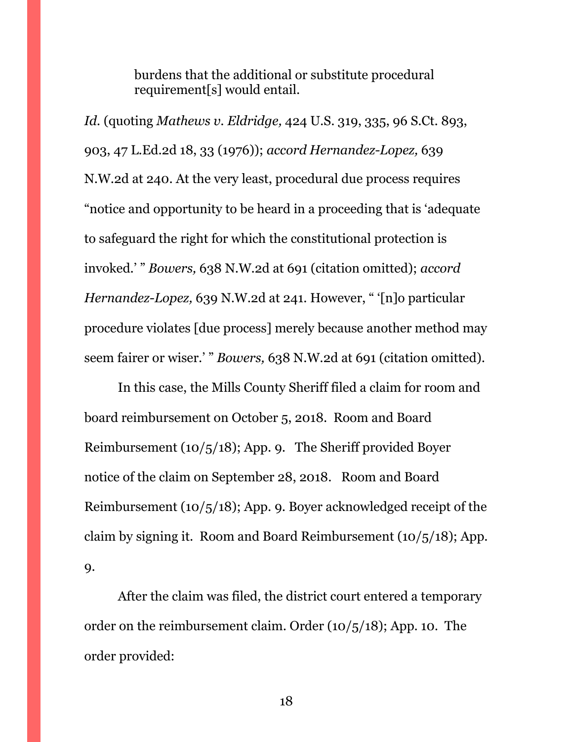> burdens that the additional or substitute procedural requirement[s] would entail.

*Id.* (quoting *Mathews v. Eldridge,* 424 U.S. 319, 335, 96 S.Ct. 893, 903, 47 L.Ed.2d 18, 33 (1976)); *accord Hernandez-Lopez,* 639 N.W.2d at 240. At the very least, procedural due process requires "notice and opportunity to be heard in a proceeding that is 'adequate to safeguard the right for which the constitutional protection is invoked.' " *Bowers,* 638 N.W.2d at 691 (citation omitted); *accord Hernandez-Lopez,* 639 N.W.2d at 241. However, " '[n]o particular procedure violates [due process] merely because another method may seem fairer or wiser.' " *Bowers,* 638 N.W.2d at 691 (citation omitted).

In this case, the Mills County Sheriff filed a claim for room and board reimbursement on October 5, 2018. Room and Board Reimbursement (10/5/18); App. 9. The Sheriff provided Boyer notice of the claim on September 28, 2018. Room and Board Reimbursement (10/5/18); App. 9. Boyer acknowledged receipt of the claim by signing it. Room and Board Reimbursement (10/5/18); App. 9.

After the claim was filed, the district court entered a temporary order on the reimbursement claim. Order (10/5/18); App. 10. The order provided: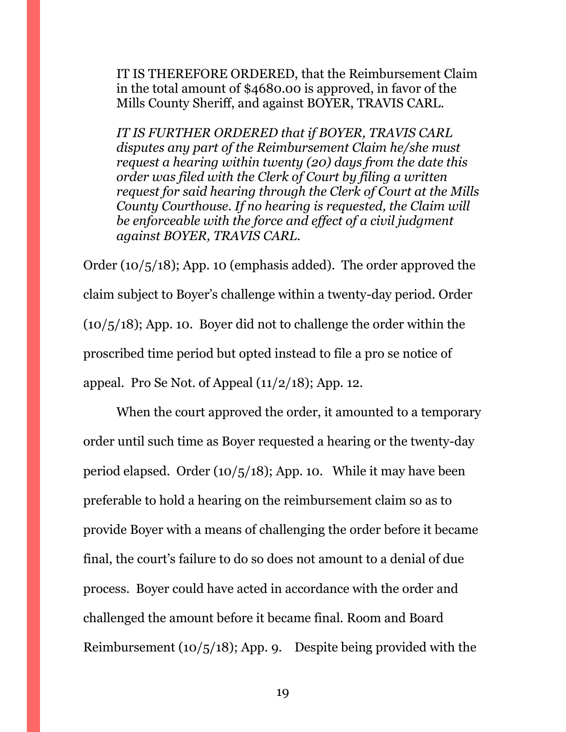> IT IS THEREFORE ORDERED, that the Reimbursement Claim in the total amount of $4680.00 is approved, in favor of the Mills County Sheriff, and against BOYER, TRAVIS CARL.
>
> *IT IS FURTHER ORDERED that if BOYER, TRAVIS CARL disputes any part of the Reimbursement Claim he/she must request a hearing within twenty (20) days from the date this order was filed with the Clerk of Court by filing a written request for said hearing through the Clerk of Court at the Mills County Courthouse. If no hearing is requested, the Claim will be enforceable with the force and effect of a civil judgment against BOYER, TRAVIS CARL.*

Order (10/5/18); App. 10 (emphasis added). The order approved the claim subject to Boyer's challenge within a twenty-day period. Order (10/5/18); App. 10. Boyer did not to challenge the order within the proscribed time period but opted instead to file a pro se notice of appeal. Pro Se Not. of Appeal (11/2/18); App. 12.

When the court approved the order, it amounted to a temporary order until such time as Boyer requested a hearing or the twenty-day period elapsed. Order (10/5/18); App. 10. While it may have been preferable to hold a hearing on the reimbursement claim so as to provide Boyer with a means of challenging the order before it became final, the court's failure to do so does not amount to a denial of due process. Boyer could have acted in accordance with the order and challenged the amount before it became final. Room and Board Reimbursement (10/5/18); App. 9. Despite being provided with the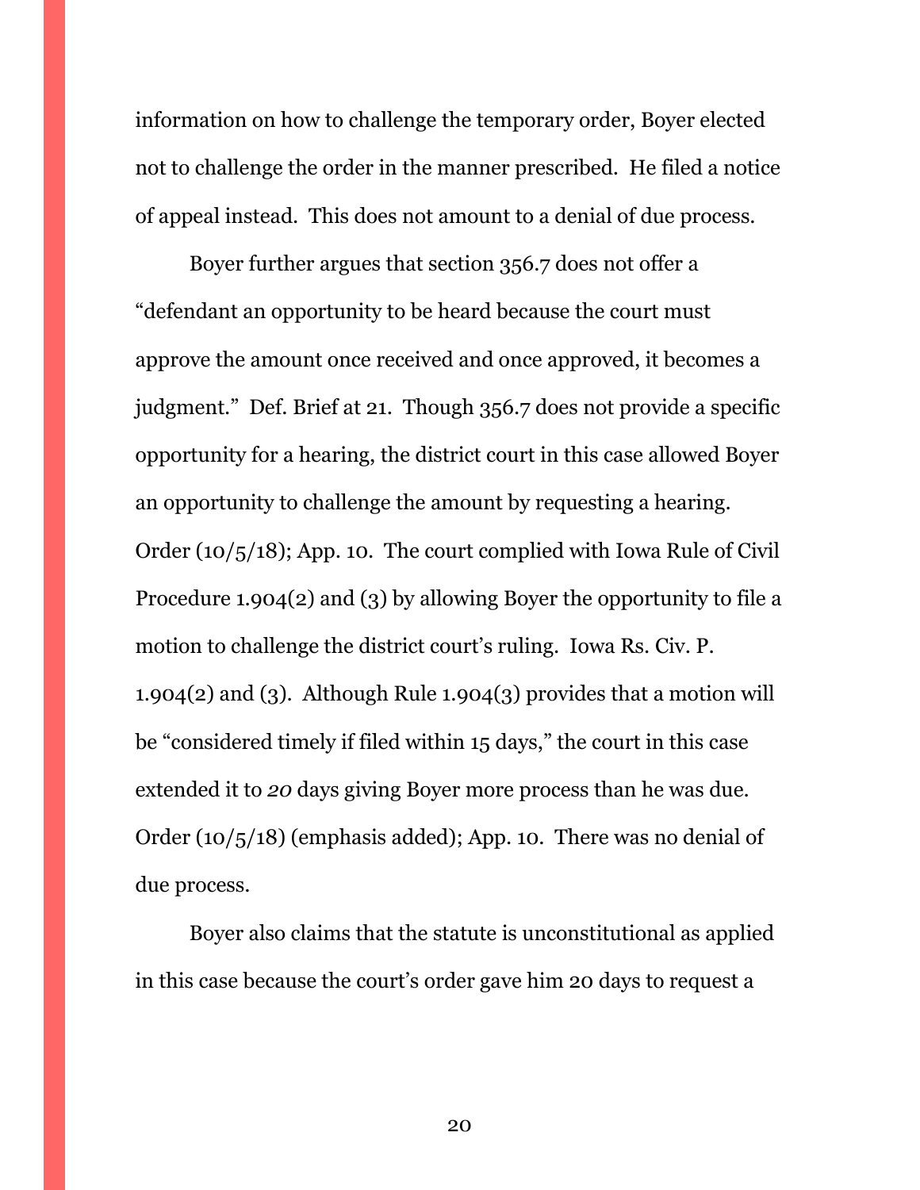information on how to challenge the temporary order, Boyer elected not to challenge the order in the manner prescribed. He filed a notice of appeal instead. This does not amount to a denial of due process.

Boyer further argues that section 356.7 does not offer a "defendant an opportunity to be heard because the court must approve the amount once received and once approved, it becomes a judgment." Def. Brief at 21. Though 356.7 does not provide a specific opportunity for a hearing, the district court in this case allowed Boyer an opportunity to challenge the amount by requesting a hearing. Order (10/5/18); App. 10. The court complied with Iowa Rule of Civil Procedure 1.904(2) and (3) by allowing Boyer the opportunity to file a motion to challenge the district court's ruling. Iowa Rs. Civ. P. 1.904(2) and (3). Although Rule 1.904(3) provides that a motion will be "considered timely if filed within 15 days," the court in this case extended it to *20* days giving Boyer more process than he was due. Order (10/5/18) (emphasis added); App. 10. There was no denial of due process.

Boyer also claims that the statute is unconstitutional as applied in this case because the court's order gave him 20 days to request a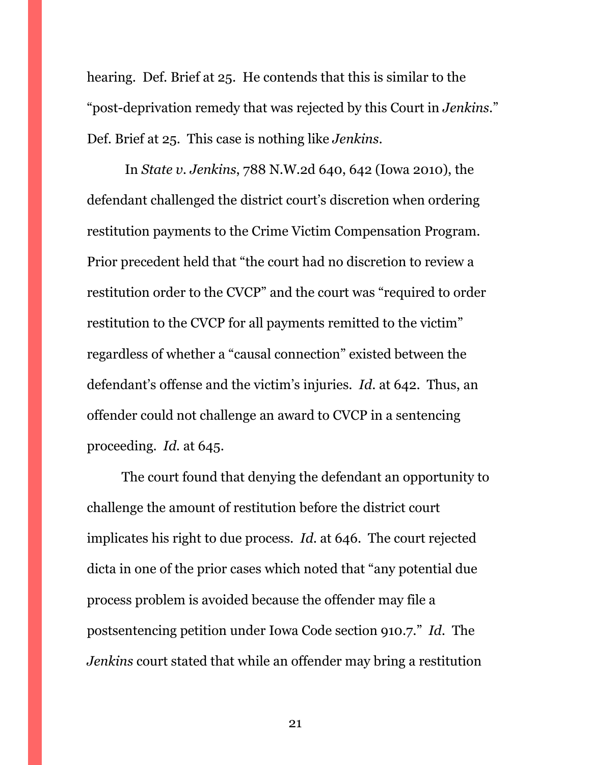hearing. Def. Brief at 25. He contends that this is similar to the "post-deprivation remedy that was rejected by this Court in *Jenkins*." Def. Brief at 25. This case is nothing like *Jenkins*.

In *State v. Jenkins*, 788 N.W.2d 640, 642 (Iowa 2010), the defendant challenged the district court's discretion when ordering restitution payments to the Crime Victim Compensation Program. Prior precedent held that "the court had no discretion to review a restitution order to the CVCP" and the court was "required to order restitution to the CVCP for all payments remitted to the victim" regardless of whether a "causal connection" existed between the defendant's offense and the victim's injuries. *Id.* at 642. Thus, an offender could not challenge an award to CVCP in a sentencing proceeding. *Id.* at 645.

The court found that denying the defendant an opportunity to challenge the amount of restitution before the district court implicates his right to due process. *Id.* at 646. The court rejected dicta in one of the prior cases which noted that "any potential due process problem is avoided because the offender may file a postsentencing petition under Iowa Code section 910.7." *Id.* The *Jenkins* court stated that while an offender may bring a restitution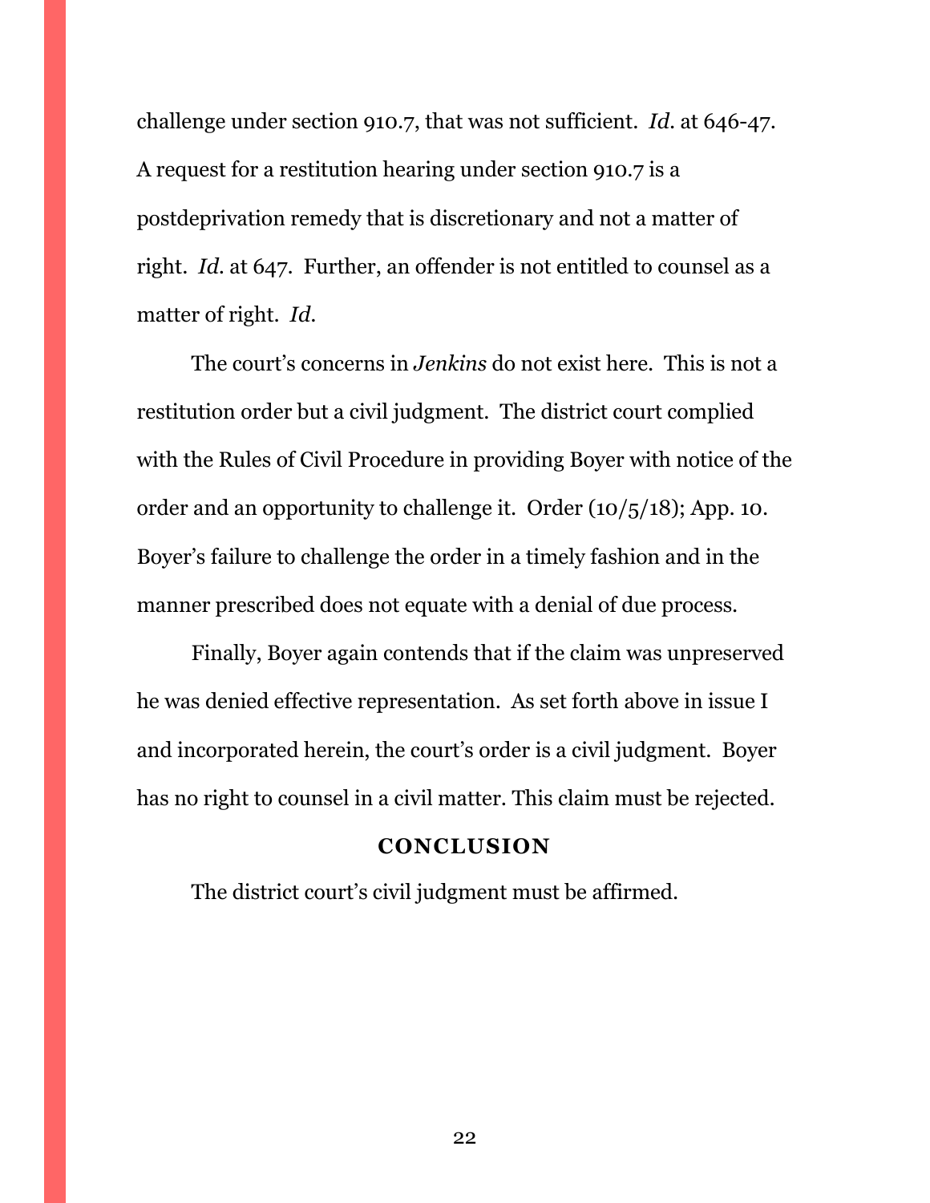challenge under section 910.7, that was not sufficient. *Id.* at 646-47. A request for a restitution hearing under section 910.7 is a postdeprivation remedy that is discretionary and not a matter of right. *Id.* at 647. Further, an offender is not entitled to counsel as a matter of right. *Id.*

The court's concerns in *Jenkins* do not exist here. This is not a restitution order but a civil judgment. The district court complied with the Rules of Civil Procedure in providing Boyer with notice of the order and an opportunity to challenge it. Order (10/5/18); App. 10. Boyer's failure to challenge the order in a timely fashion and in the manner prescribed does not equate with a denial of due process.

Finally, Boyer again contends that if the claim was unpreserved he was denied effective representation. As set forth above in issue I and incorporated herein, the court's order is a civil judgment. Boyer has no right to counsel in a civil matter. This claim must be rejected.

## CONCLUSION

The district court's civil judgment must be affirmed.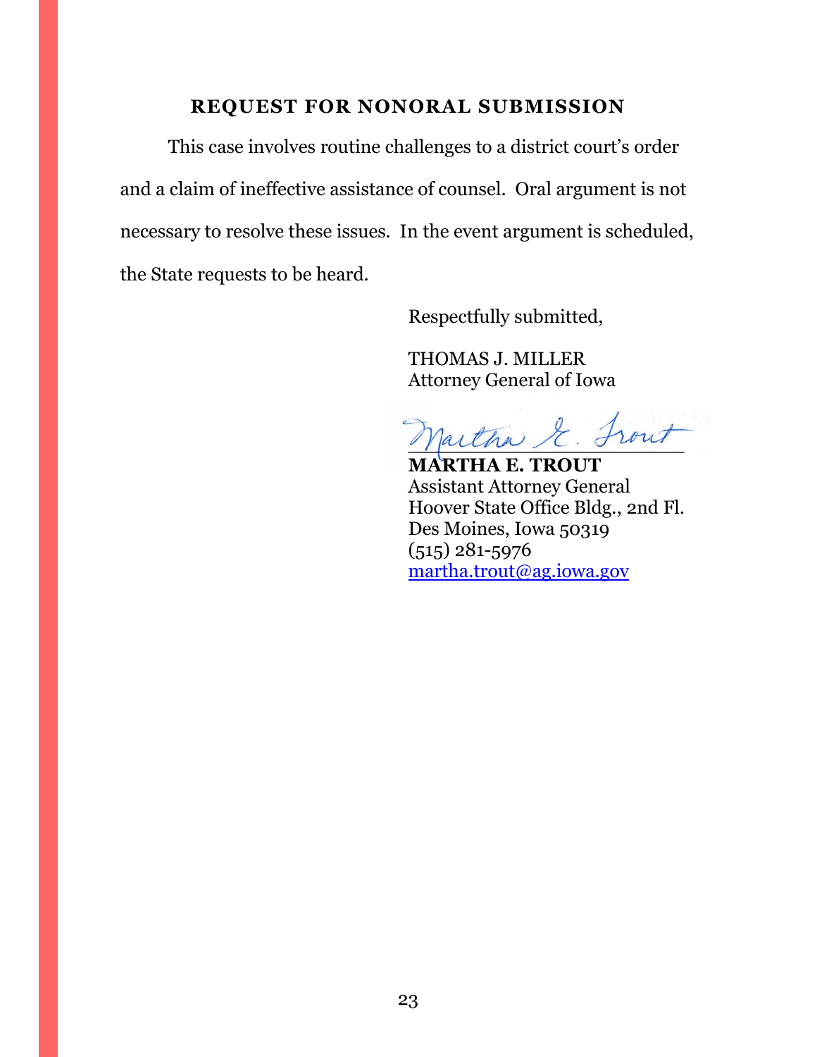## REQUEST FOR NONORAL SUBMISSION

This case involves routine challenges to a district court's order and a claim of ineffective assistance of counsel. Oral argument is not necessary to resolve these issues. In the event argument is scheduled, the State requests to be heard.

Respectfully submitted,

THOMAS J. MILLER
Attorney General of Iowa

**MARTHA E. TROUT**
Assistant Attorney General
Hoover State Office Bldg., 2nd Fl.
Des Moines, Iowa 50319
(515) 281-5976
martha.trout@ag.iowa.gov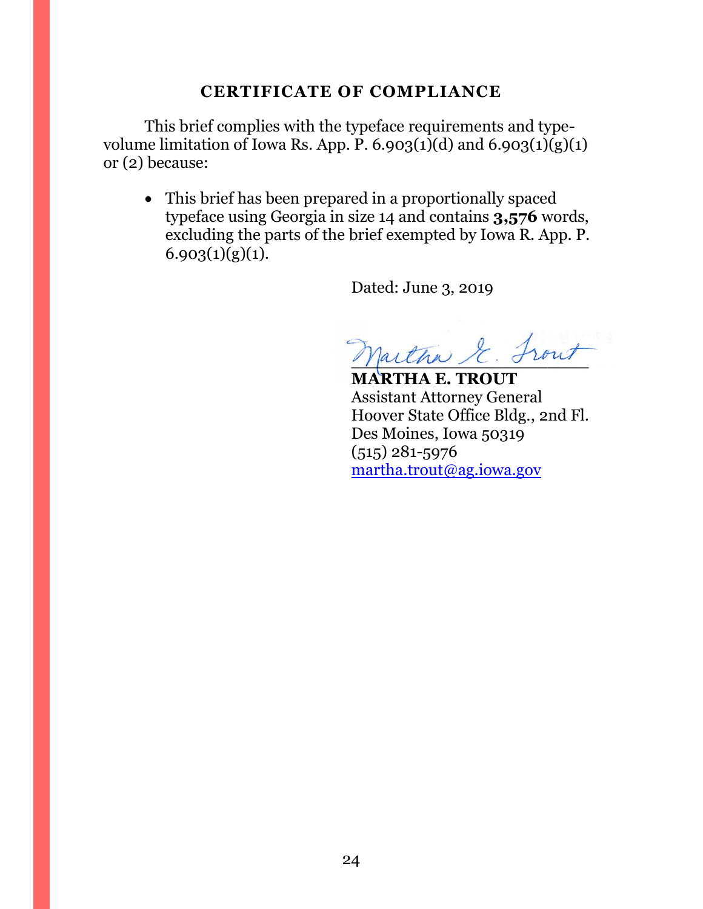## CERTIFICATE OF COMPLIANCE

This brief complies with the typeface requirements and type-volume limitation of Iowa Rs. App. P. 6.903(1)(d) and 6.903(1)(g)(1) or (2) because:

- This brief has been prepared in a proportionally spaced typeface using Georgia in size 14 and contains **3,576** words, excluding the parts of the brief exempted by Iowa R. App. P. 6.903(1)(g)(1).

Dated: June 3, 2019

Martha E. Trout
\_\_\_\_\_\_\_\_\_\_\_\_\_\_\_\_\_\_\_\_\_\_\_\_

**MARTHA E. TROUT**
Assistant Attorney General
Hoover State Office Bldg., 2nd Fl.
Des Moines, Iowa 50319
(515) 281-5976
martha.trout@ag.iowa.gov